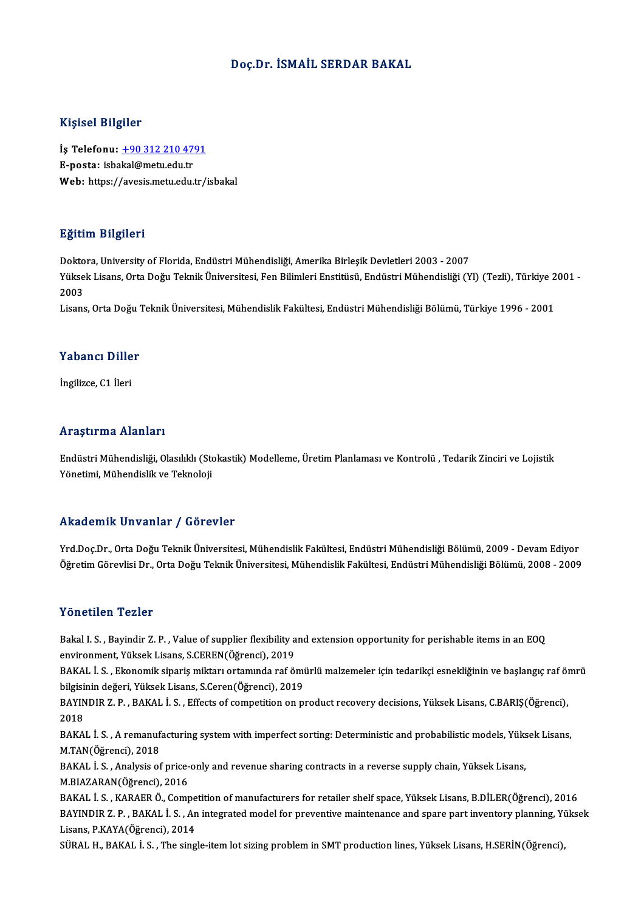# Doç.Dr. İSMAİL SERDAR BAKAL

## Kişisel Bilgiler

**İş Telefonu:** +90 312 210 4791
**E-posta:** isbakal@metu.edu.tr
**Web:** https://avesis.metu.edu.tr/isbakal

## Eğitim Bilgileri

Doktora, University of Florida, Endüstri Mühendisliği, Amerika Birleşik Devletleri 2003 - 2007
Yüksek Lisans, Orta Doğu Teknik Üniversitesi, Fen Bilimleri Enstitüsü, Endüstri Mühendisliği (Yl) (Tezli), Türkiye 2001 - 2003
Lisans, Orta Doğu Teknik Üniversitesi, Mühendislik Fakültesi, Endüstri Mühendisliği Bölümü, Türkiye 1996 - 2001

## Yabancı Diller

İngilizce, C1 İleri

## Araştırma Alanları

Endüstri Mühendisliği, Olasılıklı (Stokastik) Modelleme, Üretim Planlaması ve Kontrolü , Tedarik Zinciri ve Lojistik Yönetimi, Mühendislik ve Teknoloji

## Akademik Unvanlar / Görevler

Yrd.Doç.Dr., Orta Doğu Teknik Üniversitesi, Mühendislik Fakültesi, Endüstri Mühendisliği Bölümü, 2009 - Devam Ediyor
Öğretim Görevlisi Dr., Orta Doğu Teknik Üniversitesi, Mühendislik Fakültesi, Endüstri Mühendisliği Bölümü, 2008 - 2009

## Yönetilen Tezler

Bakal I. S. , Bayindir Z. P. , Value of supplier flexibility and extension opportunity for perishable items in an EOQ environment, Yüksek Lisans, S.CEREN(Öğrenci), 2019
BAKAL İ. S. , Ekonomik sipariş miktarı ortamında raf ömürlü malzemeler için tedarikçi esnekliğinin ve başlangıç raf ömrü bilgisinin değeri, Yüksek Lisans, S.Ceren(Öğrenci), 2019
BAYINDIR Z. P. , BAKAL İ. S. , Effects of competition on product recovery decisions, Yüksek Lisans, C.BARIŞ(Öğrenci), 2018
BAKAL İ. S. , A remanufacturing system with imperfect sorting: Deterministic and probabilistic models, Yüksek Lisans, M.TAN(Öğrenci), 2018
BAKAL İ. S. , Analysis of price-only and revenue sharing contracts in a reverse supply chain, Yüksek Lisans, M.BIAZARAN(Öğrenci), 2016
BAKAL İ. S. , KARAER Ö., Competition of manufacturers for retailer shelf space, Yüksek Lisans, B.DİLER(Öğrenci), 2016
BAYINDIR Z. P. , BAKAL İ. S. , An integrated model for preventive maintenance and spare part inventory planning, Yüksek Lisans, P.KAYA(Öğrenci), 2014
SÜRAL H., BAKAL İ. S. , The single-item lot sizing problem in SMT production lines, Yüksek Lisans, H.SERİN(Öğrenci),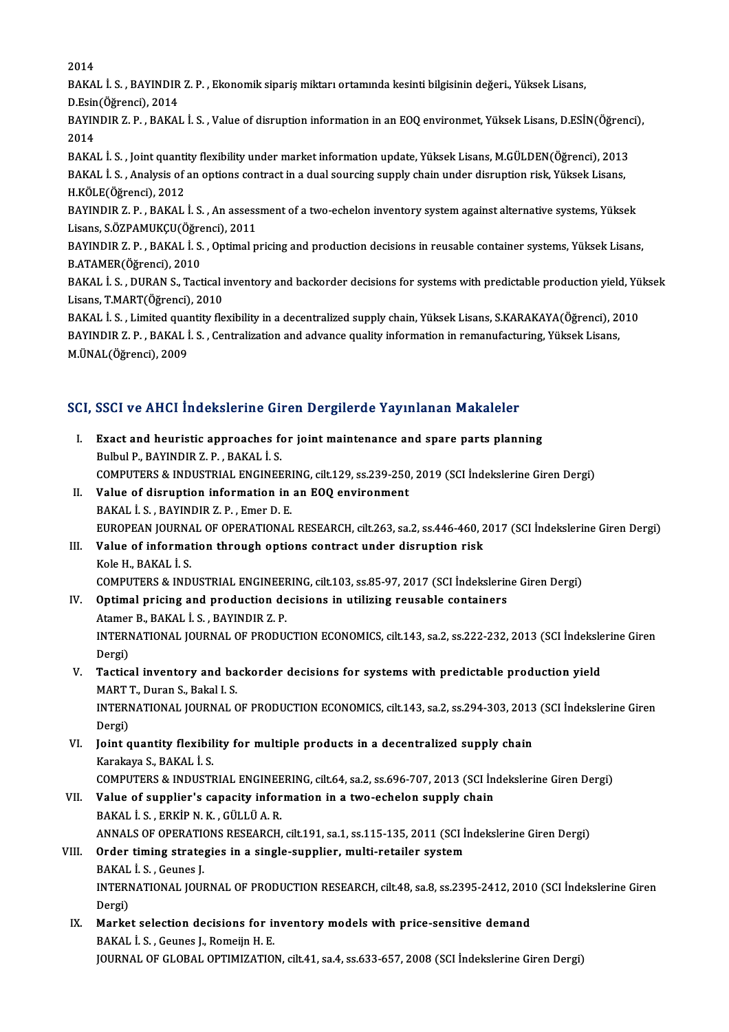2014

BAKAL İ. S. , BAYINDIR Z. P. , Ekonomik sipariş miktarı ortamında kesinti bilgisinin değeri., Yüksek Lisans, D.Esin(Öğrenci), 2014

BAYINDIR Z. P. , BAKAL İ. S. , Value of disruption information in an EOQ environmet, Yüksek Lisans, D.ESİN(Öğrenci), 2014

BAKAL İ. S. , Joint quantity flexibility under market information update, Yüksek Lisans, M.GÜLDEN(Öğrenci), 2013

BAKAL İ. S. , Analysis of an options contract in a dual sourcing supply chain under disruption risk, Yüksek Lisans, H.KÖLE(Öğrenci), 2012

BAYINDIR Z. P. , BAKAL İ. S. , An assessment of a two-echelon inventory system against alternative systems, Yüksek Lisans, S.ÖZPAMUKÇU(Öğrenci), 2011

BAYINDIR Z. P. , BAKAL İ. S. , Optimal pricing and production decisions in reusable container systems, Yüksek Lisans, B.ATAMER(Öğrenci), 2010

BAKAL İ. S. , DURAN S., Tactical inventory and backorder decisions for systems with predictable production yield, Yüksek Lisans, T.MART(Öğrenci), 2010

BAKAL İ. S. , Limited quantity flexibility in a decentralized supply chain, Yüksek Lisans, S.KARAKAYA(Öğrenci), 2010

BAYINDIR Z. P. , BAKAL İ. S. , Centralization and advance quality information in remanufacturing, Yüksek Lisans, M.ÜNAL(Öğrenci), 2009

## SCI, SSCI ve AHCI İndekslerine Giren Dergilerde Yayınlanan Makaleler

I. **Exact and heuristic approaches for joint maintenance and spare parts planning**
Bulbul P., BAYINDIR Z. P. , BAKAL İ. S.
COMPUTERS & INDUSTRIAL ENGINEERING, cilt.129, ss.239-250, 2019 (SCI İndekslerine Giren Dergi)

II. **Value of disruption information in an EOQ environment**
BAKAL İ. S. , BAYINDIR Z. P. , Emer D. E.
EUROPEAN JOURNAL OF OPERATIONAL RESEARCH, cilt.263, sa.2, ss.446-460, 2017 (SCI İndekslerine Giren Dergi)

III. **Value of information through options contract under disruption risk**
Kole H., BAKAL İ. S.
COMPUTERS & INDUSTRIAL ENGINEERING, cilt.103, ss.85-97, 2017 (SCI İndekslerine Giren Dergi)

IV. **Optimal pricing and production decisions in utilizing reusable containers**
Atamer B., BAKAL İ. S. , BAYINDIR Z. P.
INTERNATIONAL JOURNAL OF PRODUCTION ECONOMICS, cilt.143, sa.2, ss.222-232, 2013 (SCI İndekslerine Giren Dergi)

V. **Tactical inventory and backorder decisions for systems with predictable production yield**
MART T., Duran S., Bakal I. S.
INTERNATIONAL JOURNAL OF PRODUCTION ECONOMICS, cilt.143, sa.2, ss.294-303, 2013 (SCI İndekslerine Giren Dergi)

VI. **Joint quantity flexibility for multiple products in a decentralized supply chain**
Karakaya S., BAKAL İ. S.
COMPUTERS & INDUSTRIAL ENGINEERING, cilt.64, sa.2, ss.696-707, 2013 (SCI İndekslerine Giren Dergi)

VII. **Value of supplier's capacity information in a two-echelon supply chain**
BAKAL İ. S. , ERKİP N. K. , GÜLLÜ A. R.
ANNALS OF OPERATIONS RESEARCH, cilt.191, sa.1, ss.115-135, 2011 (SCI İndekslerine Giren Dergi)

VIII. **Order timing strategies in a single-supplier, multi-retailer system**
BAKAL İ. S. , Geunes J.
INTERNATIONAL JOURNAL OF PRODUCTION RESEARCH, cilt.48, sa.8, ss.2395-2412, 2010 (SCI İndekslerine Giren Dergi)

IX. **Market selection decisions for inventory models with price-sensitive demand**
BAKAL İ. S. , Geunes J., Romeijn H. E.
JOURNAL OF GLOBAL OPTIMIZATION, cilt.41, sa.4, ss.633-657, 2008 (SCI İndekslerine Giren Dergi)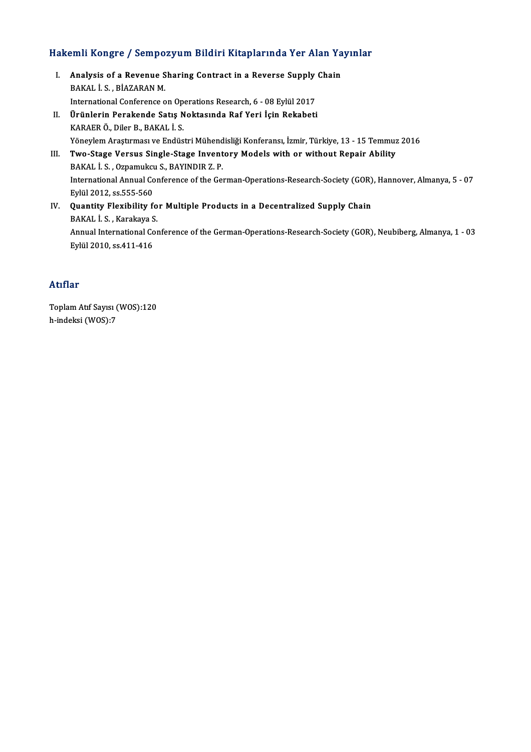## Hakemli Kongre / Sempozyum Bildiri Kitaplarında Yer Alan Yayınlar

I. **Analysis of a Revenue Sharing Contract in a Reverse Supply Chain**
BAKAL İ. S. , BİAZARAN M.
International Conference on Operations Research, 6 - 08 Eylül 2017

II. **Ürünlerin Perakende Satış Noktasında Raf Yeri İçin Rekabeti**
KARAER Ö., Diler B., BAKAL İ. S.
Yöneylem Araştırması ve Endüstri Mühendisliği Konferansı, İzmir, Türkiye, 13 - 15 Temmuz 2016

III. **Two-Stage Versus Single-Stage Inventory Models with or without Repair Ability**
BAKAL İ. S. , Ozpamukcu S., BAYINDIR Z. P.
International Annual Conference of the German-Operations-Research-Society (GOR), Hannover, Almanya, 5 - 07 Eylül 2012, ss.555-560

IV. **Quantity Flexibility for Multiple Products in a Decentralized Supply Chain**
BAKAL İ. S. , Karakaya S.
Annual International Conference of the German-Operations-Research-Society (GOR), Neubiberg, Almanya, 1 - 03 Eylül 2010, ss.411-416

## Atıflar

Toplam Atıf Sayısı (WOS):120
h-indeksi (WOS):7